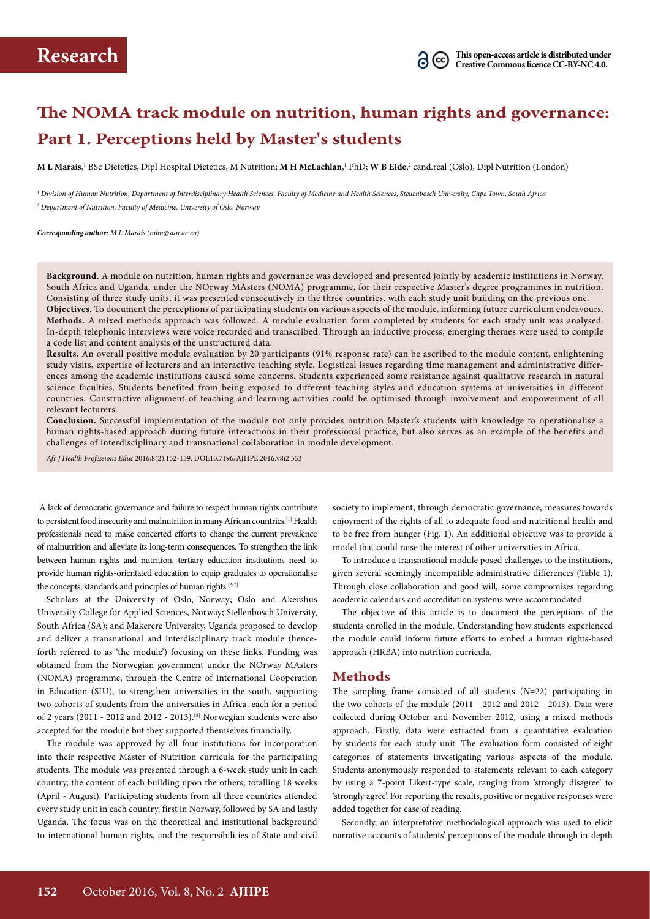Research

This open-access article is distributed under Creative Commons licence CC-BY-NC 4.0.

# The NOMA track module on nutrition, human rights and governance: Part 1. Perceptions held by Master's students

**M L Marais**,[1] BSc Dietetics, Dipl Hospital Dietetics, M Nutrition; **M H McLachlan**,[1] PhD; **W B Eide**,[2] cand.real (Oslo), Dipl Nutrition (London)

[1] *Division of Human Nutrition, Department of Interdisciplinary Health Sciences, Faculty of Medicine and Health Sciences, Stellenbosch University, Cape Town, South Africa*

[2] *Department of Nutrition, Faculty of Medicine, University of Oslo, Norway*

***Corresponding author:*** *M L Marais (mlm@sun.ac.za)*

**Background.** A module on nutrition, human rights and governance was developed and presented jointly by academic institutions in Norway, South Africa and Uganda, under the NOrway MAsters (NOMA) programme, for their respective Master's degree programmes in nutrition. Consisting of three study units, it was presented consecutively in the three countries, with each study unit building on the previous one.

**Objectives.** To document the perceptions of participating students on various aspects of the module, informing future curriculum endeavours.

**Methods.** A mixed methods approach was followed. A module evaluation form completed by students for each study unit was analysed. In-depth telephonic interviews were voice recorded and transcribed. Through an inductive process, emerging themes were used to compile a code list and content analysis of the unstructured data.

**Results.** An overall positive module evaluation by 20 participants (91% response rate) can be ascribed to the module content, enlightening study visits, expertise of lecturers and an interactive teaching style. Logistical issues regarding time management and administrative differences among the academic institutions caused some concerns. Students experienced some resistance against qualitative research in natural science faculties. Students benefited from being exposed to different teaching styles and education systems at universities in different countries. Constructive alignment of teaching and learning activities could be optimised through involvement and empowerment of all relevant lecturers.

**Conclusion.** Successful implementation of the module not only provides nutrition Master's students with knowledge to operationalise a human rights-based approach during future interactions in their professional practice, but also serves as an example of the benefits and challenges of interdisciplinary and transnational collaboration in module development.

*Afr J Health Professions Educ* 2016;8(2):152-159. DOI:10.7196/AJHPE.2016.v8i2.553

A lack of democratic governance and failure to respect human rights contribute to persistent food insecurity and malnutrition in many African countries.[1] Health professionals need to make concerted efforts to change the current prevalence of malnutrition and alleviate its long-term consequences. To strengthen the link between human rights and nutrition, tertiary education institutions need to provide human rights-orientated education to equip graduates to operationalise the concepts, standards and principles of human rights.[2-7]

Scholars at the University of Oslo, Norway; Oslo and Akershus University College for Applied Sciences, Norway; Stellenbosch University, South Africa (SA); and Makerere University, Uganda proposed to develop and deliver a transnational and interdisciplinary track module (henceforth referred to as 'the module') focusing on these links. Funding was obtained from the Norwegian government under the NOrway MAsters (NOMA) programme, through the Centre of International Cooperation in Education (SIU), to strengthen universities in the south, supporting two cohorts of students from the universities in Africa, each for a period of 2 years (2011 - 2012 and 2012 - 2013).[8] Norwegian students were also accepted for the module but they supported themselves financially.

The module was approved by all four institutions for incorporation into their respective Master of Nutrition curricula for the participating students. The module was presented through a 6-week study unit in each country, the content of each building upon the others, totalling 18 weeks (April - August). Participating students from all three countries attended every study unit in each country, first in Norway, followed by SA and lastly Uganda. The focus was on the theoretical and institutional background to international human rights, and the responsibilities of State and civil society to implement, through democratic governance, measures towards enjoyment of the rights of all to adequate food and nutritional health and to be free from hunger (Fig. 1). An additional objective was to provide a model that could raise the interest of other universities in Africa.

To introduce a transnational module posed challenges to the institutions, given several seemingly incompatible administrative differences (Table 1). Through close collaboration and good will, some compromises regarding academic calendars and accreditation systems were accommodated.

The objective of this article is to document the perceptions of the students enrolled in the module. Understanding how students experienced the module could inform future efforts to embed a human rights-based approach (HRBA) into nutrition curricula.

## Methods

The sampling frame consisted of all students ($N$=22) participating in the two cohorts of the module (2011 - 2012 and 2012 - 2013). Data were collected during October and November 2012, using a mixed methods approach. Firstly, data were extracted from a quantitative evaluation by students for each study unit. The evaluation form consisted of eight categories of statements investigating various aspects of the module. Students anonymously responded to statements relevant to each category by using a 7-point Likert-type scale, ranging from 'strongly disagree' to 'strongly agree'. For reporting the results, positive or negative responses were added together for ease of reading.

Secondly, an interpretative methodological approach was used to elicit narrative accounts of students' perceptions of the module through in-depth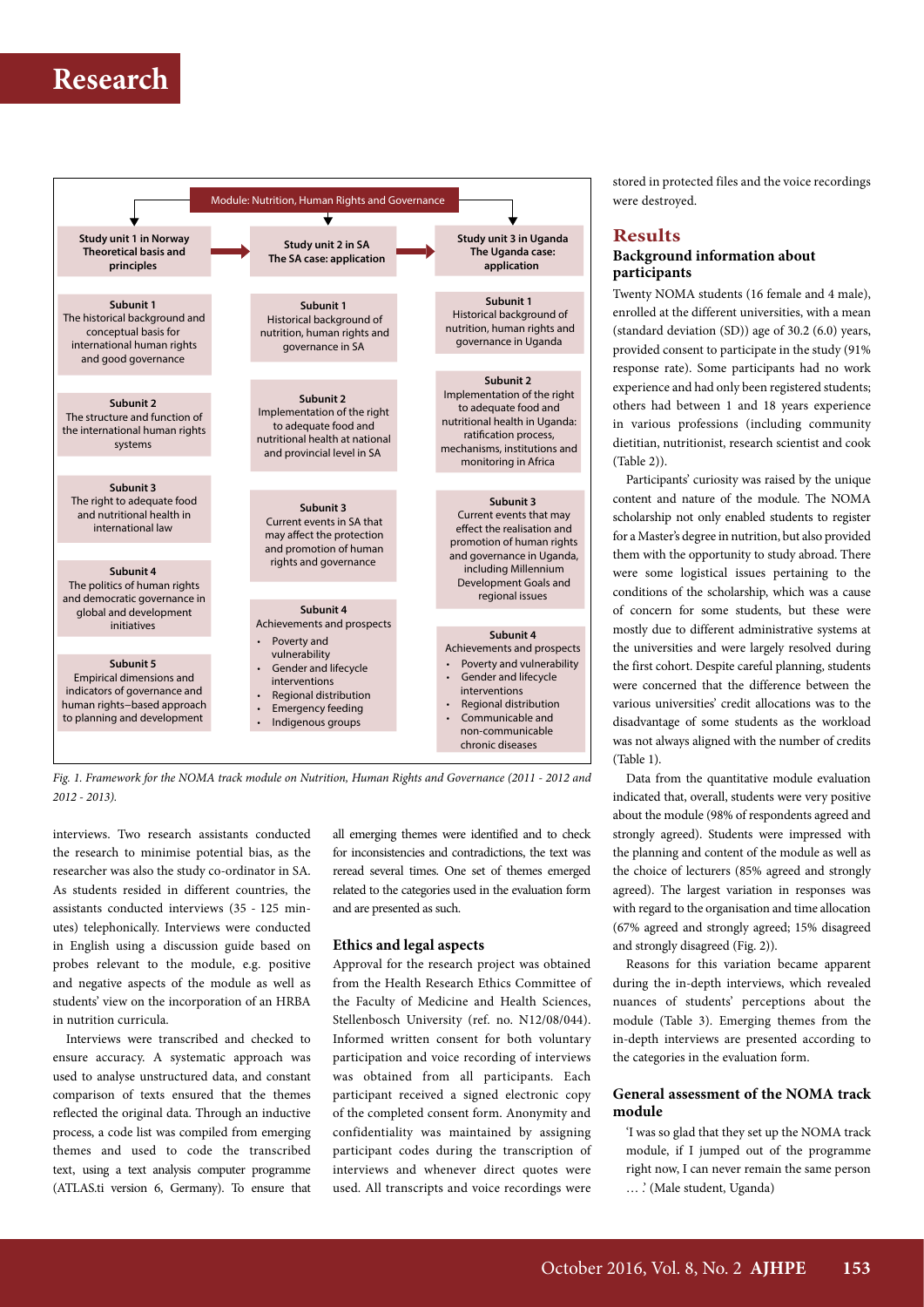**Module: Nutrition, Human Rights and Governance**

| Study unit 1 in Norway Theoretical basis and principles | Study unit 2 in SA The SA case: application | Study unit 3 in Uganda The Uganda case: application |
|---|---|---|
| **Subunit 1** The historical background and conceptual basis for international human rights and good governance | **Subunit 1** Historical background of nutrition, human rights and governance in SA | **Subunit 1** Historical background of nutrition, human rights and governance in Uganda |
| **Subunit 2** The structure and function of the international human rights systems | **Subunit 2** Implementation of the right to adequate food and nutritional health at national and provincial level in SA | **Subunit 2** Implementation of the right to adequate food and nutritional health in Uganda: ratification process, mechanisms, institutions and monitoring in Africa |
| **Subunit 3** The right to adequate food and nutritional health in international law | **Subunit 3** Current events in SA that may affect the protection and promotion of human rights and governance | **Subunit 3** Current events that may effect the realisation and promotion of human rights and governance in Uganda, including Millennium Development Goals and regional issues |
| **Subunit 4** The politics of human rights and democratic governance in global and development initiatives | **Subunit 4** Achievements and prospects<br>• Poverty and vulnerability<br>• Gender and lifecycle interventions<br>• Regional distribution<br>• Emergency feeding<br>• Indigenous groups | **Subunit 4** Achievements and prospects<br>• Poverty and vulnerability<br>• Gender and lifecycle interventions<br>• Regional distribution<br>• Communicable and non-communicable chronic diseases |
| **Subunit 5** Empirical dimensions and indicators of governance and human rights–based approach to planning and development | | |

*Fig. 1. Framework for the NOMA track module on Nutrition, Human Rights and Governance (2011 - 2012 and 2012 - 2013).*

interviews. Two research assistants conducted the research to minimise potential bias, as the researcher was also the study co-ordinator in SA. As students resided in different countries, the assistants conducted interviews (35 - 125 minutes) telephonically. Interviews were conducted in English using a discussion guide based on probes relevant to the module, e.g. positive and negative aspects of the module as well as students' view on the incorporation of an HRBA in nutrition curricula.

Interviews were transcribed and checked to ensure accuracy. A systematic approach was used to analyse unstructured data, and constant comparison of texts ensured that the themes reflected the original data. Through an inductive process, a code list was compiled from emerging themes and used to code the transcribed text, using a text analysis computer programme (ATLAS.ti version 6, Germany). To ensure that all emerging themes were identified and to check for inconsistencies and contradictions, the text was reread several times. One set of themes emerged related to the categories used in the evaluation form and are presented as such.

### Ethics and legal aspects

Approval for the research project was obtained from the Health Research Ethics Committee of the Faculty of Medicine and Health Sciences, Stellenbosch University (ref. no. N12/08/044). Informed written consent for both voluntary participation and voice recording of interviews was obtained from all participants. Each participant received a signed electronic copy of the completed consent form. Anonymity and confidentiality was maintained by assigning participant codes during the transcription of interviews and whenever direct quotes were used. All transcripts and voice recordings were stored in protected files and the voice recordings were destroyed.

## Results

### Background information about participants

Twenty NOMA students (16 female and 4 male), enrolled at the different universities, with a mean (standard deviation (SD)) age of 30.2 (6.0) years, provided consent to participate in the study (91% response rate). Some participants had no work experience and had only been registered students; others had between 1 and 18 years experience in various professions (including community dietitian, nutritionist, research scientist and cook (Table 2)).

Participants' curiosity was raised by the unique content and nature of the module. The NOMA scholarship not only enabled students to register for a Master's degree in nutrition, but also provided them with the opportunity to study abroad. There were some logistical issues pertaining to the conditions of the scholarship, which was a cause of concern for some students, but these were mostly due to different administrative systems at the universities and were largely resolved during the first cohort. Despite careful planning, students were concerned that the difference between the various universities' credit allocations was to the disadvantage of some students as the workload was not always aligned with the number of credits (Table 1).

Data from the quantitative module evaluation indicated that, overall, students were very positive about the module (98% of respondents agreed and strongly agreed). Students were impressed with the planning and content of the module as well as the choice of lecturers (85% agreed and strongly agreed). The largest variation in responses was with regard to the organisation and time allocation (67% agreed and strongly agreed; 15% disagreed and strongly disagreed (Fig. 2)).

Reasons for this variation became apparent during the in-depth interviews, which revealed nuances of students' perceptions about the module (Table 3). Emerging themes from the in-depth interviews are presented according to the categories in the evaluation form.

### General assessment of the NOMA track module

'I was so glad that they set up the NOMA track module, if I jumped out of the programme right now, I can never remain the same person … .' (Male student, Uganda)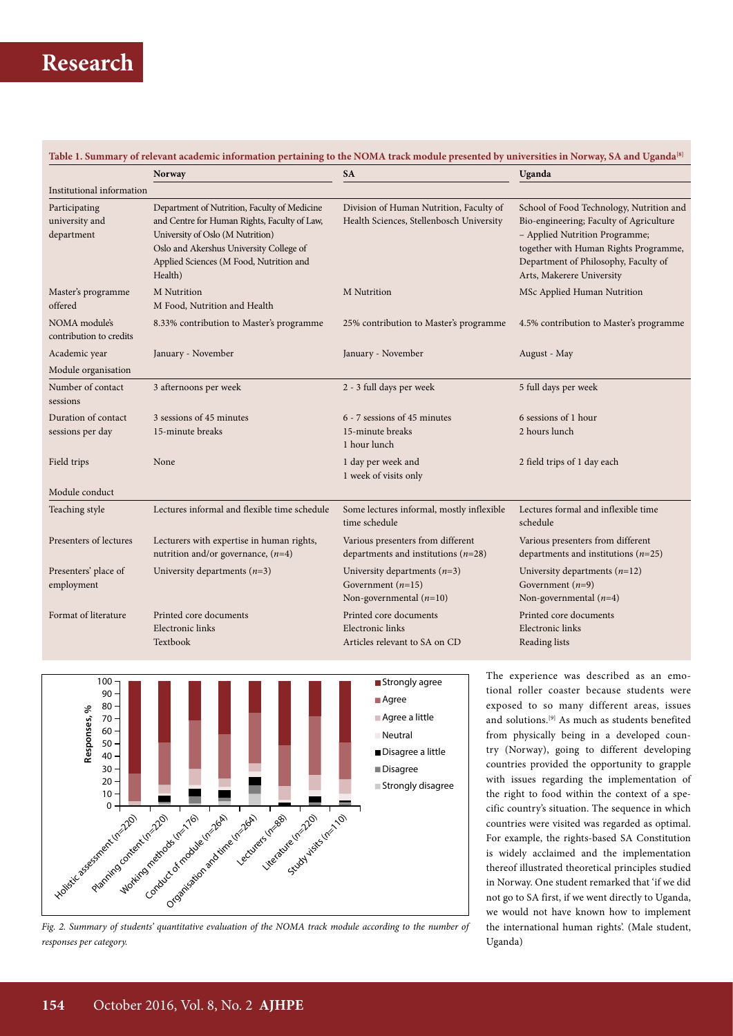**Table 1. Summary of relevant academic information pertaining to the NOMA track module presented by universities in Norway, SA and Uganda[8]**

| | Norway | SA | Uganda |
|---|---|---|---|
| Institutional information | | | |
| Participating university and department | Department of Nutrition, Faculty of Medicine and Centre for Human Rights, Faculty of Law, University of Oslo (M Nutrition) Oslo and Akershus University College of Applied Sciences (M Food, Nutrition and Health) | Division of Human Nutrition, Faculty of Health Sciences, Stellenbosch University | School of Food Technology, Nutrition and Bio-engineering; Faculty of Agriculture – Applied Nutrition Programme; together with Human Rights Programme, Department of Philosophy, Faculty of Arts, Makerere University |
| Master's programme offered | M Nutrition<br>M Food, Nutrition and Health | M Nutrition | MSc Applied Human Nutrition |
| NOMA module's contribution to credits | 8.33% contribution to Master's programme | 25% contribution to Master's programme | 4.5% contribution to Master's programme |
| Academic year | January - November | January - November | August - May |
| Module organisation | | | |
| Number of contact sessions | 3 afternoons per week | 2 - 3 full days per week | 5 full days per week |
| Duration of contact sessions per day | 3 sessions of 45 minutes<br>15-minute breaks | 6 - 7 sessions of 45 minutes<br>15-minute breaks<br>1 hour lunch | 6 sessions of 1 hour<br>2 hours lunch |
| Field trips | None | 1 day per week and<br>1 week of visits only | 2 field trips of 1 day each |
| Module conduct | | | |
| Teaching style | Lectures informal and flexible time schedule | Some lectures informal, mostly inflexible time schedule | Lectures formal and inflexible time schedule |
| Presenters of lectures | Lecturers with expertise in human rights, nutrition and/or governance, ($n$=4) | Various presenters from different departments and institutions ($n$=28) | Various presenters from different departments and institutions ($n$=25) |
| Presenters' place of employment | University departments ($n$=3) | University departments ($n$=3)<br>Government ($n$=15)<br>Non-governmental ($n$=10) | University departments ($n$=12)<br>Government ($n$=9)<br>Non-governmental ($n$=4) |
| Format of literature | Printed core documents<br>Electronic links<br>Textbook | Printed core documents<br>Electronic links<br>Articles relevant to SA on CD | Printed core documents<br>Electronic links<br>Reading lists |

*Fig. 2. Summary of students' quantitative evaluation of the NOMA track module according to the number of responses per category.*

The experience was described as an emotional roller coaster because students were exposed to so many different areas, issues and solutions.[9] As much as students benefited from physically being in a developed country (Norway), going to different developing countries provided the opportunity to grapple with issues regarding the implementation of the right to food within the context of a specific country's situation. The sequence in which countries were visited was regarded as optimal. For example, the rights-based SA Constitution is widely acclaimed and the implementation thereof illustrated theoretical principles studied in Norway. One student remarked that 'if we did not go to SA first, if we went directly to Uganda, we would not have known how to implement the international human rights'. (Male student, Uganda)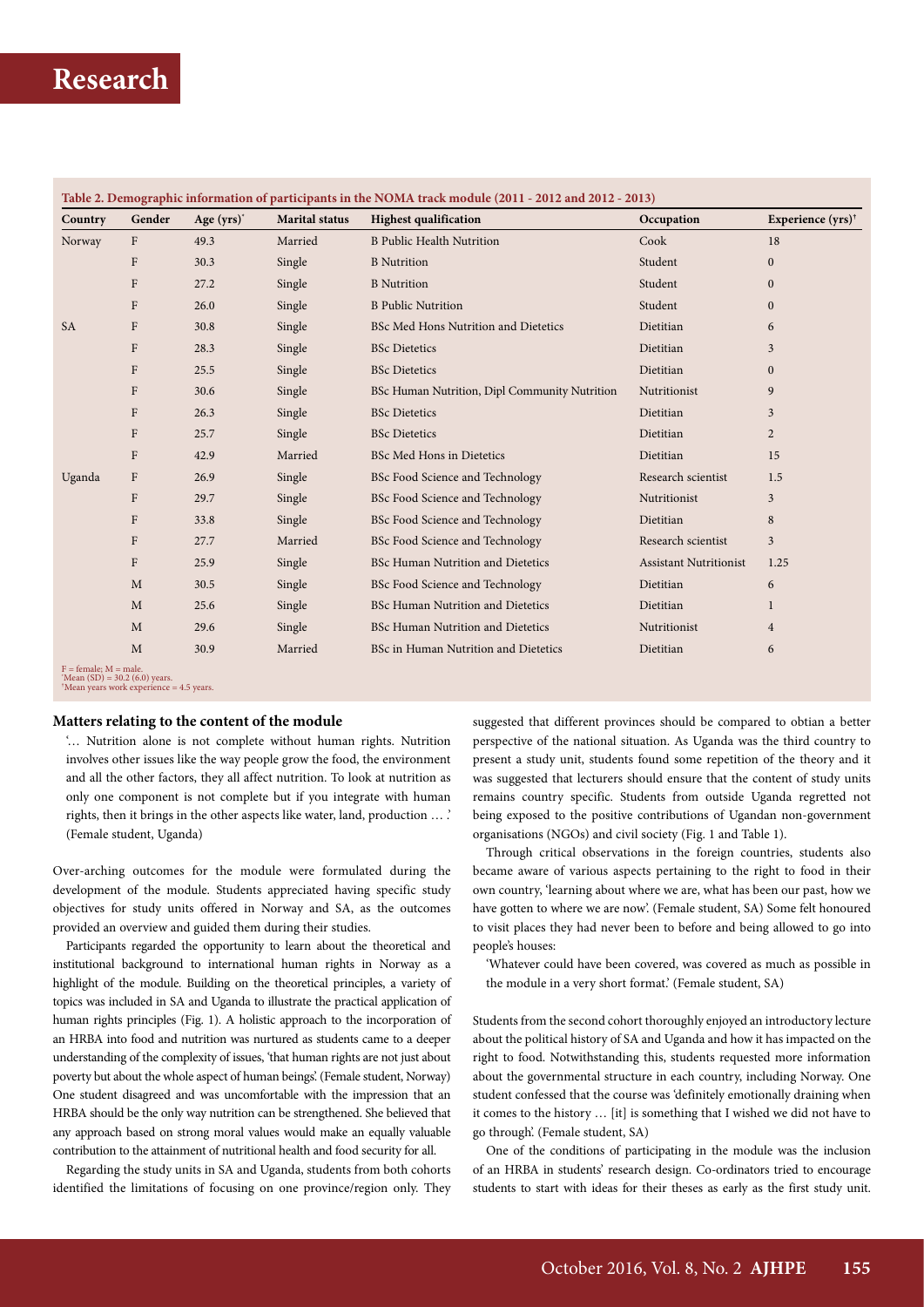**Table 2. Demographic information of participants in the NOMA track module (2011 - 2012 and 2012 - 2013)**

| Country | Gender | Age (yrs)* | Marital status | Highest qualification | Occupation | Experience (yrs)† |
|---|---|---|---|---|---|---|
| Norway | F | 49.3 | Married | B Public Health Nutrition | Cook | 18 |
| | F | 30.3 | Single | B Nutrition | Student | 0 |
| | F | 27.2 | Single | B Nutrition | Student | 0 |
| | F | 26.0 | Single | B Public Nutrition | Student | 0 |
| SA | F | 30.8 | Single | BSc Med Hons Nutrition and Dietetics | Dietitian | 6 |
| | F | 28.3 | Single | BSc Dietetics | Dietitian | 3 |
| | F | 25.5 | Single | BSc Dietetics | Dietitian | 0 |
| | F | 30.6 | Single | BSc Human Nutrition, Dipl Community Nutrition | Nutritionist | 9 |
| | F | 26.3 | Single | BSc Dietetics | Dietitian | 3 |
| | F | 25.7 | Single | BSc Dietetics | Dietitian | 2 |
| | F | 42.9 | Married | BSc Med Hons in Dietetics | Dietitian | 15 |
| Uganda | F | 26.9 | Single | BSc Food Science and Technology | Research scientist | 1.5 |
| | F | 29.7 | Single | BSc Food Science and Technology | Nutritionist | 3 |
| | F | 33.8 | Single | BSc Food Science and Technology | Dietitian | 8 |
| | F | 27.7 | Married | BSc Food Science and Technology | Research scientist | 3 |
| | F | 25.9 | Single | BSc Human Nutrition and Dietetics | Assistant Nutritionist | 1.25 |
| | M | 30.5 | Single | BSc Food Science and Technology | Dietitian | 6 |
| | M | 25.6 | Single | BSc Human Nutrition and Dietetics | Dietitian | 1 |
| | M | 29.6 | Single | BSc Human Nutrition and Dietetics | Nutritionist | 4 |
| | M | 30.9 | Married | BSc in Human Nutrition and Dietetics | Dietitian | 6 |

F = female; M = male.
*Mean (SD) = 30.2 (6.0) years.
†Mean years work experience = 4.5 years.

### Matters relating to the content of the module

> '… Nutrition alone is not complete without human rights. Nutrition involves other issues like the way people grow the food, the environment and all the other factors, they all affect nutrition. To look at nutrition as only one component is not complete but if you integrate with human rights, then it brings in the other aspects like water, land, production … .' (Female student, Uganda)

Over-arching outcomes for the module were formulated during the development of the module. Students appreciated having specific study objectives for study units offered in Norway and SA, as the outcomes provided an overview and guided them during their studies.

Participants regarded the opportunity to learn about the theoretical and institutional background to international human rights in Norway as a highlight of the module. Building on the theoretical principles, a variety of topics was included in SA and Uganda to illustrate the practical application of human rights principles (Fig. 1). A holistic approach to the incorporation of an HRBA into food and nutrition was nurtured as students came to a deeper understanding of the complexity of issues, 'that human rights are not just about poverty but about the whole aspect of human beings'. (Female student, Norway) One student disagreed and was uncomfortable with the impression that an HRBA should be the only way nutrition can be strengthened. She believed that any approach based on strong moral values would make an equally valuable contribution to the attainment of nutritional health and food security for all.

Regarding the study units in SA and Uganda, students from both cohorts identified the limitations of focusing on one province/region only. They suggested that different provinces should be compared to obtian a better perspective of the national situation. As Uganda was the third country to present a study unit, students found some repetition of the theory and it was suggested that lecturers should ensure that the content of study units remains country specific. Students from outside Uganda regretted not being exposed to the positive contributions of Ugandan non-government organisations (NGOs) and civil society (Fig. 1 and Table 1).

Through critical observations in the foreign countries, students also became aware of various aspects pertaining to the right to food in their own country, 'learning about where we are, what has been our past, how we have gotten to where we are now'. (Female student, SA) Some felt honoured to visit places they had never been to before and being allowed to go into people's houses:

> 'Whatever could have been covered, was covered as much as possible in the module in a very short format.' (Female student, SA)

Students from the second cohort thoroughly enjoyed an introductory lecture about the political history of SA and Uganda and how it has impacted on the right to food. Notwithstanding this, students requested more information about the governmental structure in each country, including Norway. One student confessed that the course was 'definitely emotionally draining when it comes to the history … [it] is something that I wished we did not have to go through'. (Female student, SA)

One of the conditions of participating in the module was the inclusion of an HRBA in students' research design. Co-ordinators tried to encourage students to start with ideas for their theses as early as the first study unit.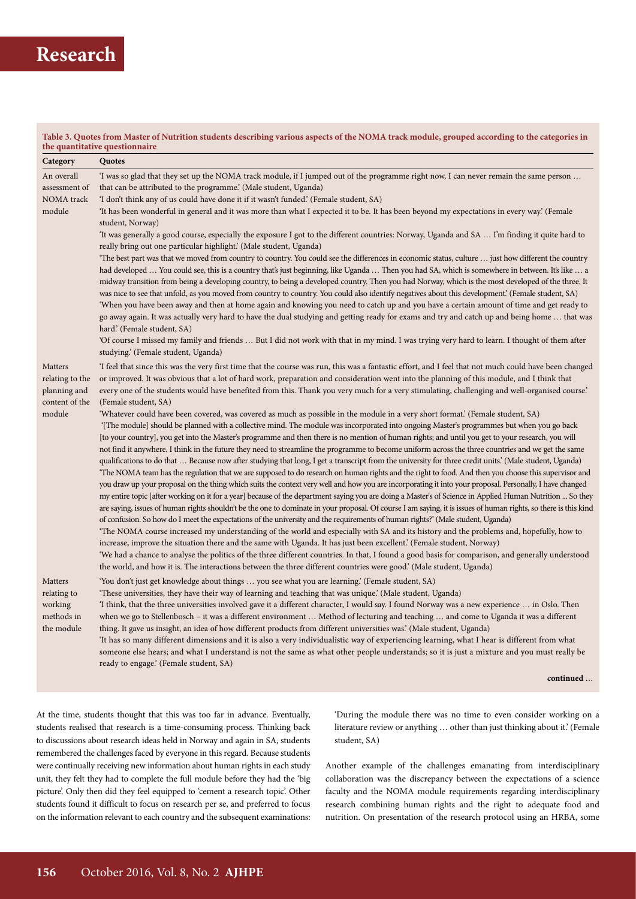**Table 3. Quotes from Master of Nutrition students describing various aspects of the NOMA track module, grouped according to the categories in the quantitative questionnaire**

| Category | Quotes |
|---|---|
| An overall assessment of NOMA track module | 'I was so glad that they set up the NOMA track module, if I jumped out of the programme right now, I can never remain the same person … that can be attributed to the programme.' (Male student, Uganda)<br>'I don't think any of us could have done it if it wasn't funded.' (Female student, SA)<br>'It has been wonderful in general and it was more than what I expected it to be. It has been beyond my expectations in every way.' (Female student, Norway)<br>'It was generally a good course, especially the exposure I got to the different countries: Norway, Uganda and SA … I'm finding it quite hard to really bring out one particular highlight.' (Male student, Uganda)<br>'The best part was that we moved from country to country. You could see the differences in economic status, culture … just how different the country had developed … You could see, this is a country that's just beginning, like Uganda … Then you had SA, which is somewhere in between. It's like … a midway transition from being a developing country, to being a developed country. Then you had Norway, which is the most developed of the three. It was nice to see that unfold, as you moved from country to country. You could also identify negatives about this development.' (Female student, SA)<br>'When you have been away and then at home again and knowing you need to catch up and you have a certain amount of time and get ready to go away again. It was actually very hard to have the dual studying and getting ready for exams and try and catch up and being home … that was hard.' (Female student, SA)<br>'Of course I missed my family and friends … But I did not work with that in my mind. I was trying very hard to learn. I thought of them after studying.' (Female student, Uganda) |
| Matters relating to the planning and content of the module | 'I feel that since this was the very first time that the course was run, this was a fantastic effort, and I feel that not much could have been changed or improved. It was obvious that a lot of hard work, preparation and consideration went into the planning of this module, and I think that every one of the students would have benefited from this. Thank you very much for a very stimulating, challenging and well-organised course.' (Female student, SA)<br>'Whatever could have been covered, was covered as much as possible in the module in a very short format.' (Female student, SA)<br>'[The module] should be planned with a collective mind. The module was incorporated into ongoing Master's programmes but when you go back [to your country], you get into the Master's programme and then there is no mention of human rights; and until you get to your research, you will not find it anywhere. I think in the future they need to streamline the programme to become uniform across the three countries and we get the same qualifications to do that … Because now after studying that long, I get a transcript from the university for three credit units.' (Male student, Uganda)<br>'The NOMA team has the regulation that we are supposed to do research on human rights and the right to food. And then you choose this supervisor and you draw up your proposal on the thing which suits the context very well and how you are incorporating it into your proposal. Personally, I have changed my entire topic [after working on it for a year] because of the department saying you are doing a Master's of Science in Applied Human Nutrition ... So they are saying, issues of human rights shouldn't be the one to dominate in your proposal. Of course I am saying, it is issues of human rights, so there is this kind of confusion. So how do I meet the expectations of the university and the requirements of human rights?' (Male student, Uganda)<br>'The NOMA course increased my understanding of the world and especially with SA and its history and the problems and, hopefully, how to increase, improve the situation there and the same with Uganda. It has just been excellent.' (Female student, Norway)<br>'We had a chance to analyse the politics of the three different countries. In that, I found a good basis for comparison, and generally understood the world, and how it is. The interactions between the three different countries were good.' (Male student, Uganda) |
| Matters relating to working methods in the module | 'You don't just get knowledge about things … you see what you are learning.' (Female student, SA)<br>'These universities, they have their way of learning and teaching that was unique.' (Male student, Uganda)<br>'I think, that the three universities involved gave it a different character, I would say. I found Norway was a new experience … in Oslo. Then when we go to Stellenbosch – it was a different environment … Method of lecturing and teaching … and come to Uganda it was a different thing. It gave us insight, an idea of how different products from different universities was.' (Male student, Uganda)<br>'It has so many different dimensions and it is also a very individualistic way of experiencing learning, what I hear is different from what someone else hears; and what I understand is not the same as what other people understands; so it is just a mixture and you must really be ready to engage.' (Female student, SA) |

**continued** …

At the time, students thought that this was too far in advance. Eventually, students realised that research is a time-consuming process. Thinking back to discussions about research ideas held in Norway and again in SA, students remembered the challenges faced by everyone in this regard. Because students were continually receiving new information about human rights in each study unit, they felt they had to complete the full module before they had the 'big picture'. Only then did they feel equipped to 'cement a research topic'. Other students found it difficult to focus on research per se, and preferred to focus on the information relevant to each country and the subsequent examinations:

> 'During the module there was no time to even consider working on a literature review or anything … other than just thinking about it.' (Female student, SA)

Another example of the challenges emanating from interdisciplinary collaboration was the discrepancy between the expectations of a science faculty and the NOMA module requirements regarding interdisciplinary research combining human rights and the right to adequate food and nutrition. On presentation of the research protocol using an HRBA, some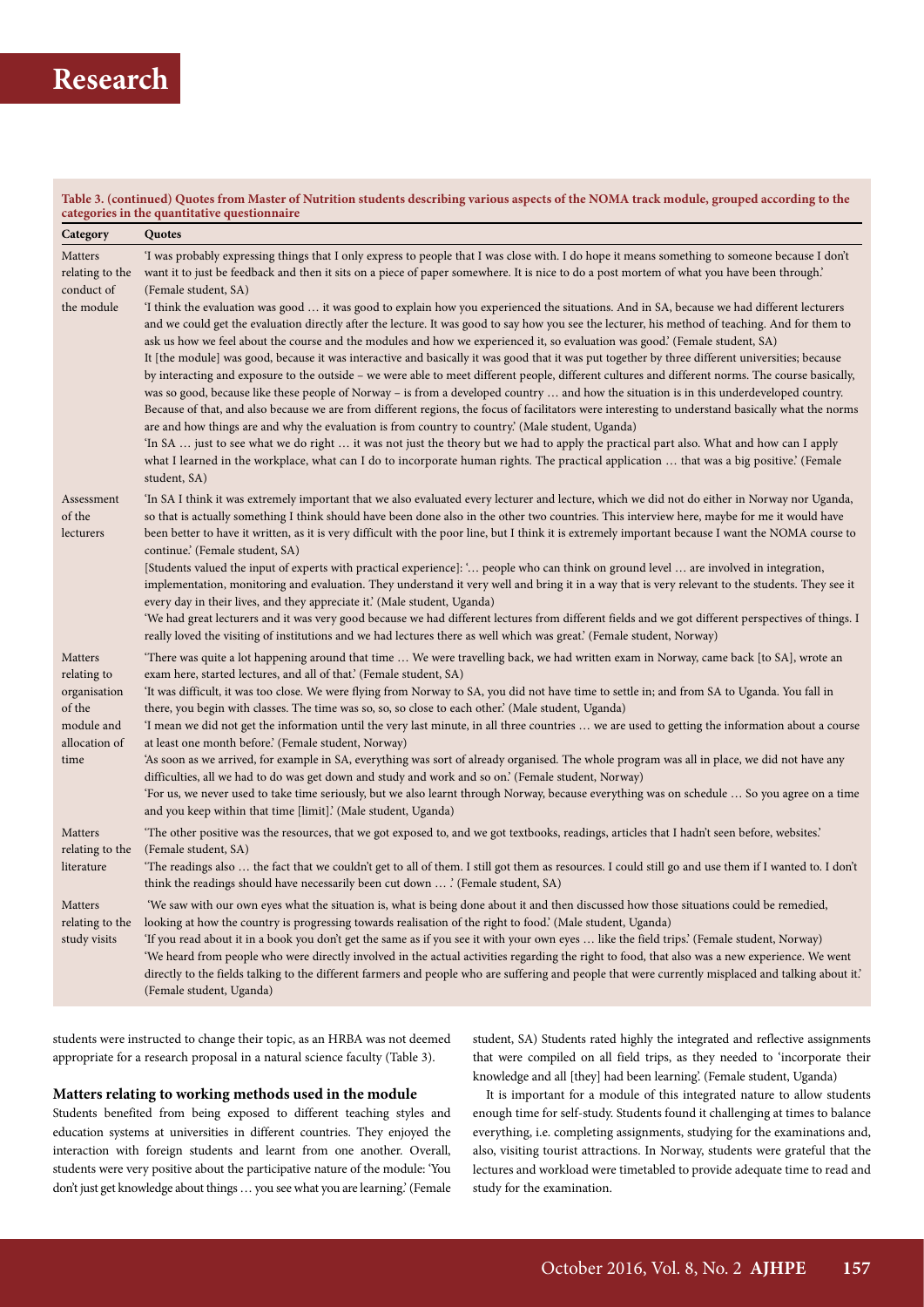**Table 3. (continued) Quotes from Master of Nutrition students describing various aspects of the NOMA track module, grouped according to the categories in the quantitative questionnaire**

| Category | Quotes |
|---|---|
| Matters relating to the conduct of the module | 'I was probably expressing things that I only express to people that I was close with. I do hope it means something to someone because I don't want it to just be feedback and then it sits on a piece of paper somewhere. It is nice to do a post mortem of what you have been through.' (Female student, SA)<br>'I think the evaluation was good … it was good to explain how you experienced the situations. And in SA, because we had different lecturers and we could get the evaluation directly after the lecture. It was good to say how you see the lecturer, his method of teaching. And for them to ask us how we feel about the course and the modules and how we experienced it, so evaluation was good.' (Female student, SA)<br>It [the module] was good, because it was interactive and basically it was good that it was put together by three different universities; because by interacting and exposure to the outside – we were able to meet different people, different cultures and different norms. The course basically, was so good, because like these people of Norway – is from a developed country … and how the situation is in this underdeveloped country. Because of that, and also because we are from different regions, the focus of facilitators were interesting to understand basically what the norms are and how things are and why the evaluation is from country to country.' (Male student, Uganda)<br>'In SA … just to see what we do right … it was not just the theory but we had to apply the practical part also. What and how can I apply what I learned in the workplace, what can I do to incorporate human rights. The practical application … that was a big positive.' (Female student, SA) |
| Assessment of the lecturers | 'In SA I think it was extremely important that we also evaluated every lecturer and lecture, which we did not do either in Norway nor Uganda, so that is actually something I think should have been done also in the other two countries. This interview here, maybe for me it would have been better to have it written, as it is very difficult with the poor line, but I think it is extremely important because I want the NOMA course to continue.' (Female student, SA)<br>[Students valued the input of experts with practical experience]: '… people who can think on ground level … are involved in integration, implementation, monitoring and evaluation. They understand it very well and bring it in a way that is very relevant to the students. They see it every day in their lives, and they appreciate it.' (Male student, Uganda)<br>'We had great lecturers and it was very good because we had different lectures from different fields and we got different perspectives of things. I really loved the visiting of institutions and we had lectures there as well which was great.' (Female student, Norway) |
| Matters relating to organisation of the module and allocation of time | 'There was quite a lot happening around that time … We were travelling back, we had written exam in Norway, came back [to SA], wrote an exam here, started lectures, and all of that.' (Female student, SA)<br>'It was difficult, it was too close. We were flying from Norway to SA, you did not have time to settle in; and from SA to Uganda. You fall in there, you begin with classes. The time was so, so, so close to each other.' (Male student, Uganda)<br>'I mean we did not get the information until the very last minute, in all three countries … we are used to getting the information about a course at least one month before.' (Female student, Norway)<br>'As soon as we arrived, for example in SA, everything was sort of already organised. The whole program was all in place, we did not have any difficulties, all we had to do was get down and study and work and so on.' (Female student, Norway)<br>'For us, we never used to take time seriously, but we also learnt through Norway, because everything was on schedule … So you agree on a time and you keep within that time [limit].' (Male student, Uganda) |
| Matters relating to the literature | 'The other positive was the resources, that we got exposed to, and we got textbooks, readings, articles that I hadn't seen before, websites.' (Female student, SA)<br>'The readings also … the fact that we couldn't get to all of them. I still got them as resources. I could still go and use them if I wanted to. I don't think the readings should have necessarily been cut down … .' (Female student, SA) |
| Matters relating to the study visits | 'We saw with our own eyes what the situation is, what is being done about it and then discussed how those situations could be remedied, looking at how the country is progressing towards realisation of the right to food.' (Male student, Uganda)<br>'If you read about it in a book you don't get the same as if you see it with your own eyes … like the field trips.' (Female student, Norway)<br>'We heard from people who were directly involved in the actual activities regarding the right to food, that also was a new experience. We went directly to the fields talking to the different farmers and people who are suffering and people that were currently misplaced and talking about it.' (Female student, Uganda) |

students were instructed to change their topic, as an HRBA was not deemed appropriate for a research proposal in a natural science faculty (Table 3).

### Matters relating to working methods used in the module

Students benefited from being exposed to different teaching styles and education systems at universities in different countries. They enjoyed the interaction with foreign students and learnt from one another. Overall, students were very positive about the participative nature of the module: 'You don't just get knowledge about things … you see what you are learning.' (Female student, SA) Students rated highly the integrated and reflective assignments that were compiled on all field trips, as they needed to 'incorporate their knowledge and all [they] had been learning'. (Female student, Uganda)

It is important for a module of this integrated nature to allow students enough time for self-study. Students found it challenging at times to balance everything, i.e. completing assignments, studying for the examinations and, also, visiting tourist attractions. In Norway, students were grateful that the lectures and workload were timetabled to provide adequate time to read and study for the examination.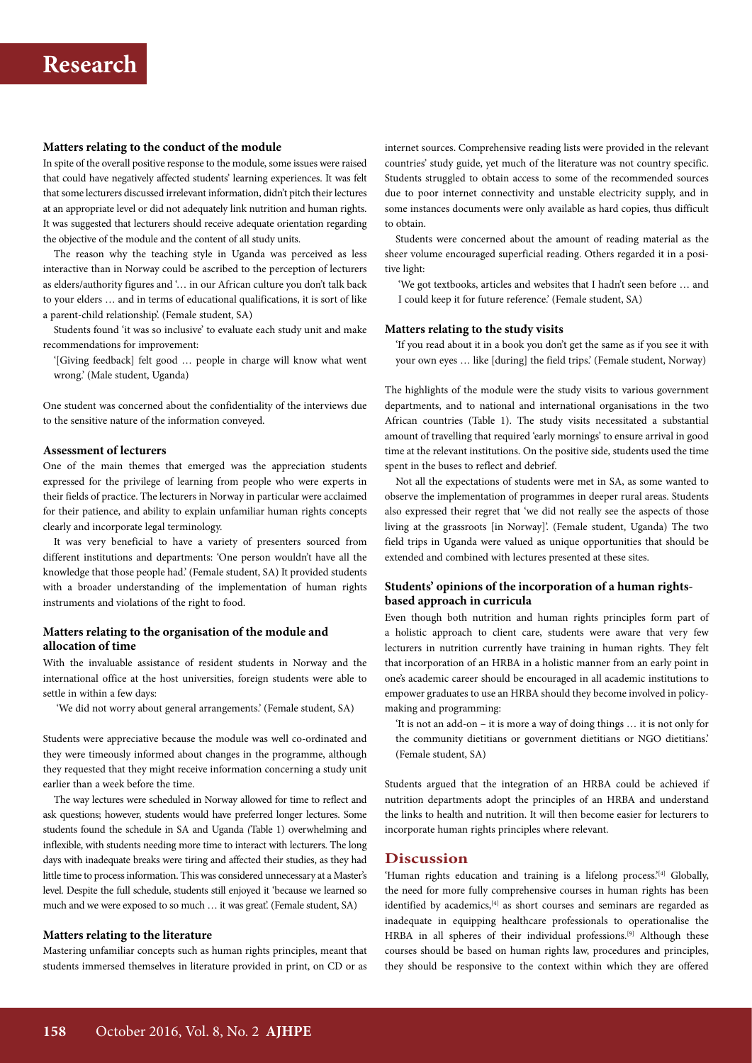#### Matters relating to the conduct of the module

In spite of the overall positive response to the module, some issues were raised that could have negatively affected students' learning experiences. It was felt that some lecturers discussed irrelevant information, didn't pitch their lectures at an appropriate level or did not adequately link nutrition and human rights. It was suggested that lecturers should receive adequate orientation regarding the objective of the module and the content of all study units.

The reason why the teaching style in Uganda was perceived as less interactive than in Norway could be ascribed to the perception of lecturers as elders/authority figures and '… in our African culture you don't talk back to your elders … and in terms of educational qualifications, it is sort of like a parent-child relationship'. (Female student, SA)

Students found 'it was so inclusive' to evaluate each study unit and make recommendations for improvement:

'[Giving feedback] felt good … people in charge will know what went wrong.' (Male student, Uganda)

One student was concerned about the confidentiality of the interviews due to the sensitive nature of the information conveyed.

#### Assessment of lecturers

One of the main themes that emerged was the appreciation students expressed for the privilege of learning from people who were experts in their fields of practice. The lecturers in Norway in particular were acclaimed for their patience, and ability to explain unfamiliar human rights concepts clearly and incorporate legal terminology.

It was very beneficial to have a variety of presenters sourced from different institutions and departments: 'One person wouldn't have all the knowledge that those people had.' (Female student, SA) It provided students with a broader understanding of the implementation of human rights instruments and violations of the right to food.

#### Matters relating to the organisation of the module and allocation of time

With the invaluable assistance of resident students in Norway and the international office at the host universities, foreign students were able to settle in within a few days:

'We did not worry about general arrangements.' (Female student, SA)

Students were appreciative because the module was well co-ordinated and they were timeously informed about changes in the programme, although they requested that they might receive information concerning a study unit earlier than a week before the time.

The way lectures were scheduled in Norway allowed for time to reflect and ask questions; however, students would have preferred longer lectures. Some students found the schedule in SA and Uganda (Table 1) overwhelming and inflexible, with students needing more time to interact with lecturers. The long days with inadequate breaks were tiring and affected their studies, as they had little time to process information. This was considered unnecessary at a Master's level. Despite the full schedule, students still enjoyed it 'because we learned so much and we were exposed to so much … it was great'. (Female student, SA)

#### Matters relating to the literature

Mastering unfamiliar concepts such as human rights principles, meant that students immersed themselves in literature provided in print, on CD or as internet sources. Comprehensive reading lists were provided in the relevant countries' study guide, yet much of the literature was not country specific. Students struggled to obtain access to some of the recommended sources due to poor internet connectivity and unstable electricity supply, and in some instances documents were only available as hard copies, thus difficult to obtain.

Students were concerned about the amount of reading material as the sheer volume encouraged superficial reading. Others regarded it in a positive light:

'We got textbooks, articles and websites that I hadn't seen before … and I could keep it for future reference.' (Female student, SA)

#### Matters relating to the study visits

'If you read about it in a book you don't get the same as if you see it with your own eyes … like [during] the field trips.' (Female student, Norway)

The highlights of the module were the study visits to various government departments, and to national and international organisations in the two African countries (Table 1). The study visits necessitated a substantial amount of travelling that required 'early mornings' to ensure arrival in good time at the relevant institutions. On the positive side, students used the time spent in the buses to reflect and debrief.

Not all the expectations of students were met in SA, as some wanted to observe the implementation of programmes in deeper rural areas. Students also expressed their regret that 'we did not really see the aspects of those living at the grassroots [in Norway]'. (Female student, Uganda) The two field trips in Uganda were valued as unique opportunities that should be extended and combined with lectures presented at these sites.

#### Students' opinions of the incorporation of a human rights-based approach in curricula

Even though both nutrition and human rights principles form part of a holistic approach to client care, students were aware that very few lecturers in nutrition currently have training in human rights. They felt that incorporation of an HRBA in a holistic manner from an early point in one's academic career should be encouraged in all academic institutions to empower graduates to use an HRBA should they become involved in policy-making and programming:

'It is not an add-on – it is more a way of doing things … it is not only for the community dietitians or government dietitians or NGO dietitians.' (Female student, SA)

Students argued that the integration of an HRBA could be achieved if nutrition departments adopt the principles of an HRBA and understand the links to health and nutrition. It will then become easier for lecturers to incorporate human rights principles where relevant.

## Discussion

'Human rights education and training is a lifelong process.'[4] Globally, the need for more fully comprehensive courses in human rights has been identified by academics,[4] as short courses and seminars are regarded as inadequate in equipping healthcare professionals to operationalise the HRBA in all spheres of their individual professions.[9] Although these courses should be based on human rights law, procedures and principles, they should be responsive to the context within which they are offered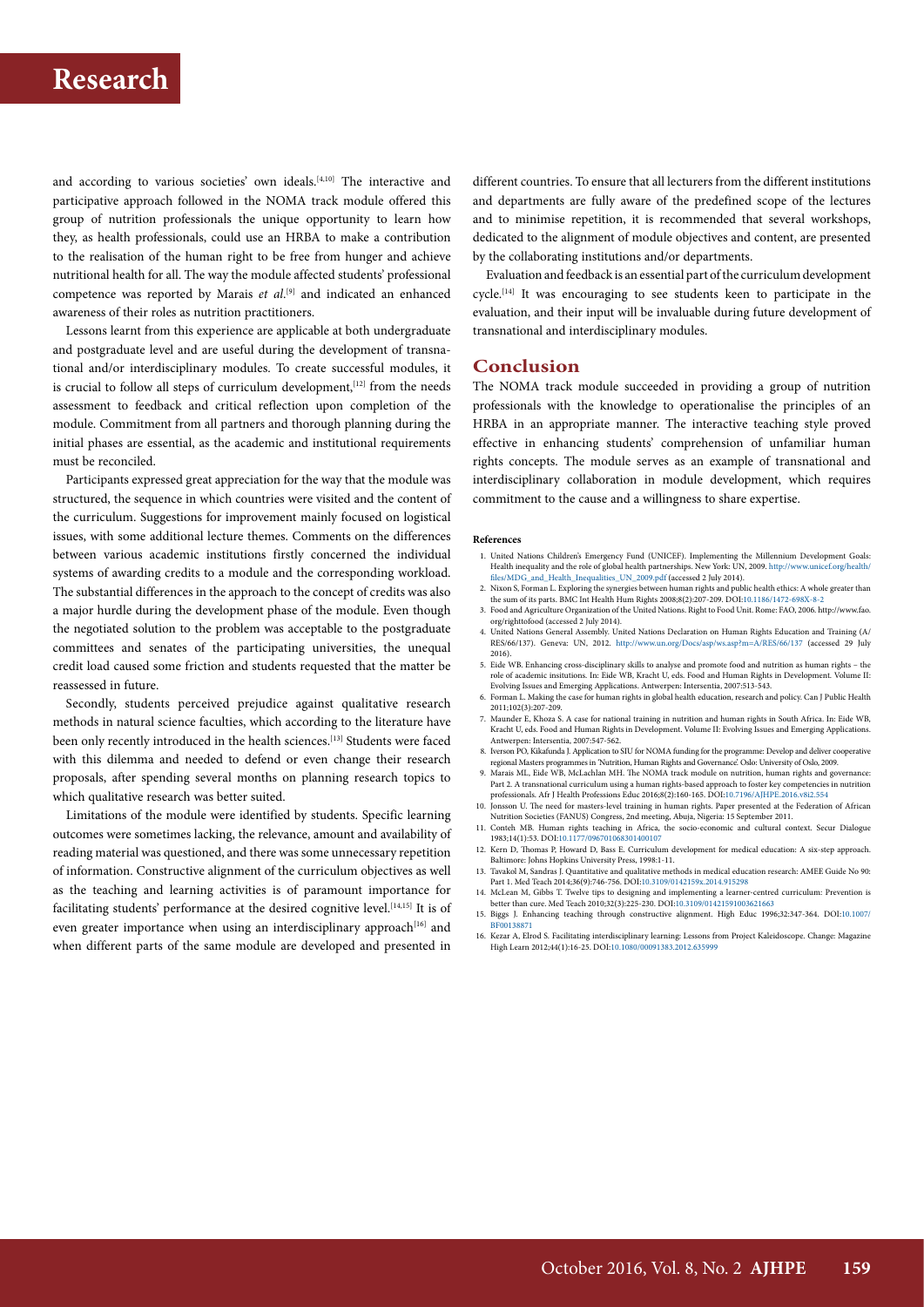and according to various societies' own ideals.[4,10] The interactive and participative approach followed in the NOMA track module offered this group of nutrition professionals the unique opportunity to learn how they, as health professionals, could use an HRBA to make a contribution to the realisation of the human right to be free from hunger and achieve nutritional health for all. The way the module affected students' professional competence was reported by Marais *et al*.[9] and indicated an enhanced awareness of their roles as nutrition practitioners.

Lessons learnt from this experience are applicable at both undergraduate and postgraduate level and are useful during the development of transnational and/or interdisciplinary modules. To create successful modules, it is crucial to follow all steps of curriculum development,[12] from the needs assessment to feedback and critical reflection upon completion of the module. Commitment from all partners and thorough planning during the initial phases are essential, as the academic and institutional requirements must be reconciled.

Participants expressed great appreciation for the way that the module was structured, the sequence in which countries were visited and the content of the curriculum. Suggestions for improvement mainly focused on logistical issues, with some additional lecture themes. Comments on the differences between various academic institutions firstly concerned the individual systems of awarding credits to a module and the corresponding workload. The substantial differences in the approach to the concept of credits was also a major hurdle during the development phase of the module. Even though the negotiated solution to the problem was acceptable to the postgraduate committees and senates of the participating universities, the unequal credit load caused some friction and students requested that the matter be reassessed in future.

Secondly, students perceived prejudice against qualitative research methods in natural science faculties, which according to the literature have been only recently introduced in the health sciences.[13] Students were faced with this dilemma and needed to defend or even change their research proposals, after spending several months on planning research topics to which qualitative research was better suited.

Limitations of the module were identified by students. Specific learning outcomes were sometimes lacking, the relevance, amount and availability of reading material was questioned, and there was some unnecessary repetition of information. Constructive alignment of the curriculum objectives as well as the teaching and learning activities is of paramount importance for facilitating students' performance at the desired cognitive level.[14,15] It is of even greater importance when using an interdisciplinary approach[16] and when different parts of the same module are developed and presented in different countries. To ensure that all lecturers from the different institutions and departments are fully aware of the predefined scope of the lectures and to minimise repetition, it is recommended that several workshops, dedicated to the alignment of module objectives and content, are presented by the collaborating institutions and/or departments.

Evaluation and feedback is an essential part of the curriculum development cycle.[14] It was encouraging to see students keen to participate in the evaluation, and their input will be invaluable during future development of transnational and interdisciplinary modules.

## Conclusion

The NOMA track module succeeded in providing a group of nutrition professionals with the knowledge to operationalise the principles of an HRBA in an appropriate manner. The interactive teaching style proved effective in enhancing students' comprehension of unfamiliar human rights concepts. The module serves as an example of transnational and interdisciplinary collaboration in module development, which requires commitment to the cause and a willingness to share expertise.

#### References

1. United Nations Children's Emergency Fund (UNICEF). Implementing the Millennium Development Goals: Health inequality and the role of global health partnerships. New York: UN, 2009. http://www.unicef.org/health/files/MDG_and_Health_Inequalities_UN_2009.pdf (accessed 2 July 2014).
2. Nixon S, Forman L. Exploring the synergies between human rights and public health ethics: A whole greater than the sum of its parts. BMC Int Health Hum Rights 2008;8(2):207-209. DOI:10.1186/1472-698X-8-2
3. Food and Agriculture Organization of the United Nations. Right to Food Unit. Rome: FAO, 2006. http://www.fao.org/righttofood (accessed 2 July 2014).
4. United Nations General Assembly. United Nations Declaration on Human Rights Education and Training (A/RES/66/137). Geneva: UN, 2012. http://www.un.org/Docs/asp/ws.asp?m=A/RES/66/137 (accessed 29 July 2016).
5. Eide WB. Enhancing cross-disciplinary skills to analyse and promote food and nutrition as human rights – the role of academic insitutions. In: Eide WB, Kracht U, eds. Food and Human Rights in Development. Volume II: Evolving Issues and Emerging Applications. Antwerpen: Intersentia, 2007:513-543.
6. Forman L. Making the case for human rights in global health education, research and policy. Can J Public Health 2011;102(3):207-209.
7. Maunder E, Khoza S. A case for national training in nutrition and human rights in South Africa. In: Eide WB, Kracht U, eds. Food and Human Rights in Development. Volume II: Evolving Issues and Emerging Applications. Antwerpen: Intersentia, 2007:547-562.
8. Iverson PO, Kikafunda J. Application to SIU for NOMA funding for the programme: Develop and deliver cooperative regional Masters programmes in 'Nutrition, Human Rights and Governance'. Oslo: University of Oslo, 2009.
9. Marais ML, Eide WB, McLachlan MH. The NOMA track module on nutrition, human rights and governance: Part 2. A transnational curriculum using a human rights-based approach to foster key competencies in nutrition professionals. Afr J Health Professions Educ 2016;8(2):160-165. DOI:10.7196/AJHPE.2016.v8i2.554
10. Jonsson U. The need for masters-level training in human rights. Paper presented at the Federation of African Nutrition Societies (FANUS) Congress, 2nd meeting, Abuja, Nigeria: 15 September 2011.
11. Conteh MB. Human rights teaching in Africa, the socio-economic and cultural context. Secur Dialogue 1983;14(1):53. DOI:10.1177/096701068301400107
12. Kern D, Thomas P, Howard D, Bass E. Curriculum development for medical education: A six-step approach. Baltimore: Johns Hopkins University Press, 1998:1-11.
13. Tavakol M, Sandras J. Quantitative and qualitative methods in medical education research: AMEE Guide No 90: Part 1. Med Teach 2014;36(9):746-756. DOI:10.3109/0142159x.2014.915298
14. McLean M, Gibbs T. Twelve tips to designing and implementing a learner-centred curriculum: Prevention is better than cure. Med Teach 2010;32(3):225-230. DOI:10.3109/01421591003621663
15. Biggs J. Enhancing teaching through constructive alignment. High Educ 1996;32:347-364. DOI:10.1007/BF00138871
16. Kezar A, Elrod S. Facilitating interdisciplinary learning: Lessons from Project Kaleidoscope. Change: Magazine High Learn 2012;44(1):16-25. DOI:10.1080/00091383.2012.635999